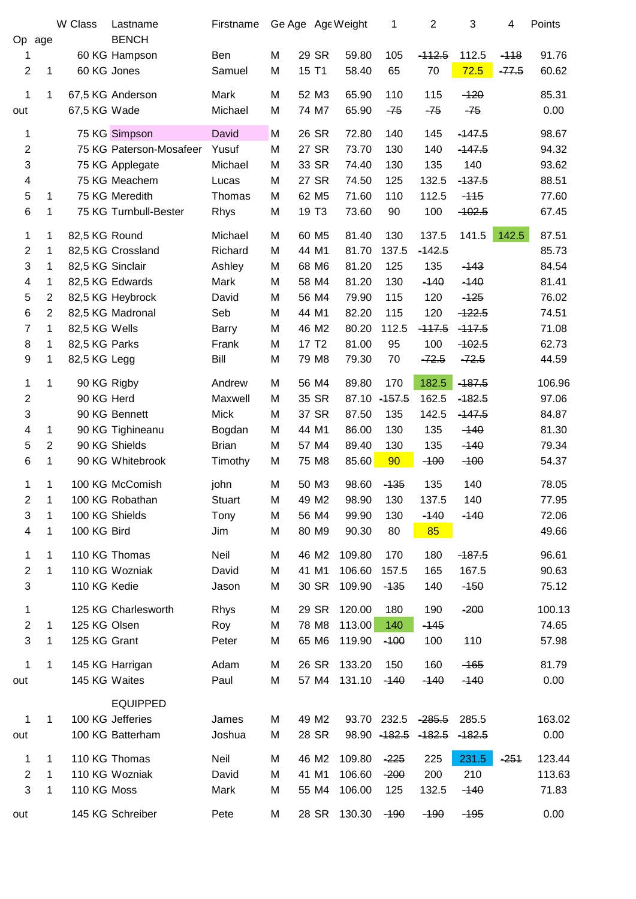| Op | W age | Class | Lastname | Firstname | Ge | Age | Age | Weight | 1 | 2 | 3 | 4 | Points |
|---|---|---|---|---|---|---|---|---|---|---|---|---|---|
| | | | BENCH | | | | | | | | | | |
| 1 | | 60 KG | Hampson | Ben | M | 29 | SR | 59.80 | 105 | ~~112.5~~ | 112.5 | ~~118~~ | 91.76 |
| 2 | 1 | 60 KG | Jones | Samuel | M | 15 | T1 | 58.40 | 65 | 70 | 72.5 | ~~77.5~~ | 60.62 |
| 1 | 1 | 67,5 KG | Anderson | Mark | M | 52 | M3 | 65.90 | 110 | 115 | ~~120~~ | | 85.31 |
| out | | 67,5 KG | Wade | Michael | M | 74 | M7 | 65.90 | ~~75~~ | ~~75~~ | ~~75~~ | | 0.00 |
| 1 | | 75 KG | Simpson | David | M | 26 | SR | 72.80 | 140 | 145 | ~~147.5~~ | | 98.67 |
| 2 | | 75 KG | Paterson-Mosafeer | Yusuf | M | 27 | SR | 73.70 | 130 | 140 | ~~147.5~~ | | 94.32 |
| 3 | | 75 KG | Applegate | Michael | M | 33 | SR | 74.40 | 130 | 135 | 140 | | 93.62 |
| 4 | | 75 KG | Meachem | Lucas | M | 27 | SR | 74.50 | 125 | 132.5 | ~~137.5~~ | | 88.51 |
| 5 | 1 | 75 KG | Meredith | Thomas | M | 62 | M5 | 71.60 | 110 | 112.5 | ~~115~~ | | 77.60 |
| 6 | 1 | 75 KG | Turnbull-Bester | Rhys | M | 19 | T3 | 73.60 | 90 | 100 | ~~102.5~~ | | 67.45 |
| 1 | 1 | 82,5 KG | Round | Michael | M | 60 | M5 | 81.40 | 130 | 137.5 | 141.5 | 142.5 | 87.51 |
| 2 | 1 | 82,5 KG | Crossland | Richard | M | 44 | M1 | 81.70 | 137.5 | ~~142.5~~ | | | 85.73 |
| 3 | 1 | 82,5 KG | Sinclair | Ashley | M | 68 | M6 | 81.20 | 125 | 135 | ~~143~~ | | 84.54 |
| 4 | 1 | 82,5 KG | Edwards | Mark | M | 58 | M4 | 81.20 | 130 | ~~140~~ | ~~140~~ | | 81.41 |
| 5 | 2 | 82,5 KG | Heybrock | David | M | 56 | M4 | 79.90 | 115 | 120 | ~~125~~ | | 76.02 |
| 6 | 2 | 82,5 KG | Madronal | Seb | M | 44 | M1 | 82.20 | 115 | 120 | ~~122.5~~ | | 74.51 |
| 7 | 1 | 82,5 KG | Wells | Barry | M | 46 | M2 | 80.20 | 112.5 | ~~117.5~~ | ~~117.5~~ | | 71.08 |
| 8 | 1 | 82,5 KG | Parks | Frank | M | 17 | T2 | 81.00 | 95 | 100 | ~~102.5~~ | | 62.73 |
| 9 | 1 | 82,5 KG | Legg | Bill | M | 79 | M8 | 79.30 | 70 | ~~72.5~~ | ~~72.5~~ | | 44.59 |
| 1 | 1 | 90 KG | Rigby | Andrew | M | 56 | M4 | 89.80 | 170 | 182.5 | ~~187.5~~ | | 106.96 |
| 2 | | 90 KG | Herd | Maxwell | M | 35 | SR | 87.10 | ~~157.5~~ | 162.5 | ~~182.5~~ | | 97.06 |
| 3 | | 90 KG | Bennett | Mick | M | 37 | SR | 87.50 | 135 | 142.5 | ~~147.5~~ | | 84.87 |
| 4 | 1 | 90 KG | Tighineanu | Bogdan | M | 44 | M1 | 86.00 | 130 | 135 | ~~140~~ | | 81.30 |
| 5 | 2 | 90 KG | Shields | Brian | M | 57 | M4 | 89.40 | 130 | 135 | ~~140~~ | | 79.34 |
| 6 | 1 | 90 KG | Whitebrook | Timothy | M | 75 | M8 | 85.60 | 90 | ~~100~~ | ~~100~~ | | 54.37 |
| 1 | 1 | 100 KG | McComish | john | M | 50 | M3 | 98.60 | ~~135~~ | 135 | 140 | | 78.05 |
| 2 | 1 | 100 KG | Robathan | Stuart | M | 49 | M2 | 98.90 | 130 | 137.5 | 140 | | 77.95 |
| 3 | 1 | 100 KG | Shields | Tony | M | 56 | M4 | 99.90 | 130 | ~~140~~ | ~~140~~ | | 72.06 |
| 4 | 1 | 100 KG | Bird | Jim | M | 80 | M9 | 90.30 | 80 | 85 | | | 49.66 |
| 1 | 1 | 110 KG | Thomas | Neil | M | 46 | M2 | 109.80 | 170 | 180 | ~~187.5~~ | | 96.61 |
| 2 | 1 | 110 KG | Wozniak | David | M | 41 | M1 | 106.60 | 157.5 | 165 | 167.5 | | 90.63 |
| 3 | | 110 KG | Kedie | Jason | M | 30 | SR | 109.90 | ~~135~~ | 140 | ~~150~~ | | 75.12 |
| 1 | | 125 KG | Charlesworth | Rhys | M | 29 | SR | 120.00 | 180 | 190 | ~~200~~ | | 100.13 |
| 2 | 1 | 125 KG | Olsen | Roy | M | 78 | M8 | 113.00 | 140 | ~~145~~ | | | 74.65 |
| 3 | 1 | 125 KG | Grant | Peter | M | 65 | M6 | 119.90 | ~~100~~ | 100 | 110 | | 57.98 |
| 1 | 1 | 145 KG | Harrigan | Adam | M | 26 | SR | 133.20 | 150 | 160 | ~~165~~ | | 81.79 |
| out | | 145 KG | Waites | Paul | M | 57 | M4 | 131.10 | ~~140~~ | ~~140~~ | ~~140~~ | | 0.00 |
| | | | EQUIPPED | | | | | | | | | | |
| 1 | 1 | 100 KG | Jefferies | James | M | 49 | M2 | 93.70 | 232.5 | ~~285.5~~ | 285.5 | | 163.02 |
| out | | 100 KG | Batterham | Joshua | M | 28 | SR | 98.90 | ~~182.5~~ | ~~182.5~~ | ~~182.5~~ | | 0.00 |
| 1 | 1 | 110 KG | Thomas | Neil | M | 46 | M2 | 109.80 | ~~225~~ | 225 | 231.5 | ~~251~~ | 123.44 |
| 2 | 1 | 110 KG | Wozniak | David | M | 41 | M1 | 106.60 | ~~200~~ | 200 | 210 | | 113.63 |
| 3 | 1 | 110 KG | Moss | Mark | M | 55 | M4 | 106.00 | 125 | 132.5 | ~~140~~ | | 71.83 |
| out | | 145 KG | Schreiber | Pete | M | 28 | SR | 130.30 | ~~190~~ | ~~190~~ | ~~195~~ | | 0.00 |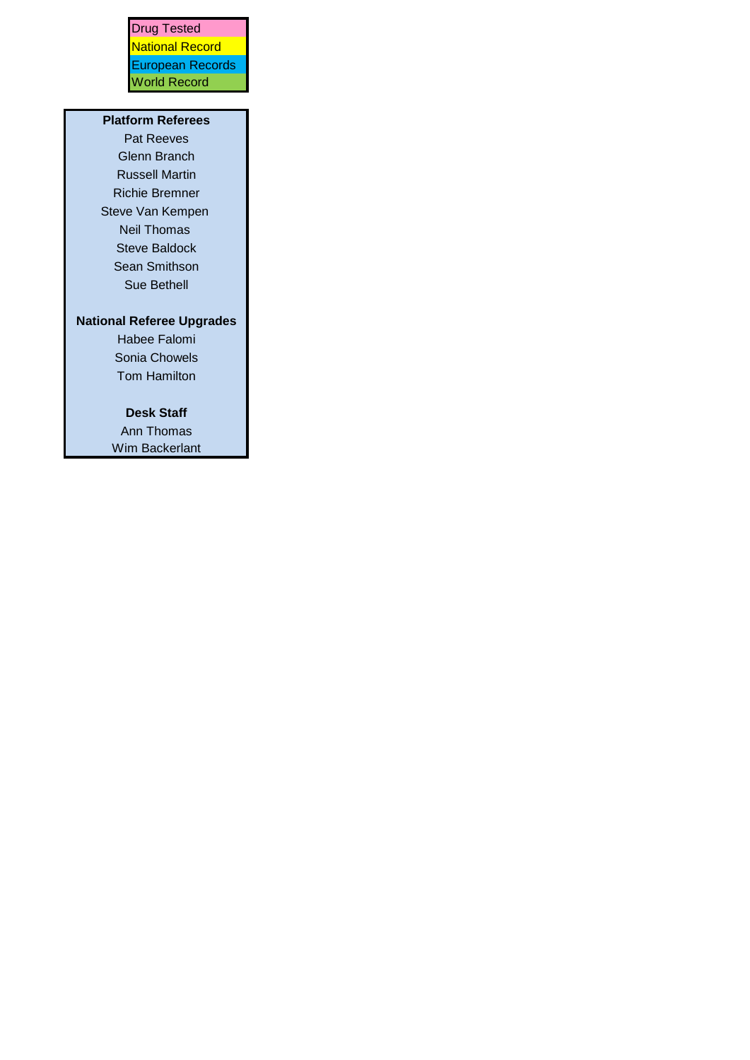| |
|---|
| Drug Tested |
| National Record |
| European Records |
| World Record |

**Platform Referees**

Pat Reeves
Glenn Branch
Russell Martin
Richie Bremner
Steve Van Kempen
Neil Thomas
Steve Baldock
Sean Smithson
Sue Bethell

**National Referee Upgrades**

Habee Falomi
Sonia Chowels
Tom Hamilton

**Desk Staff**

Ann Thomas
Wim Backerlant